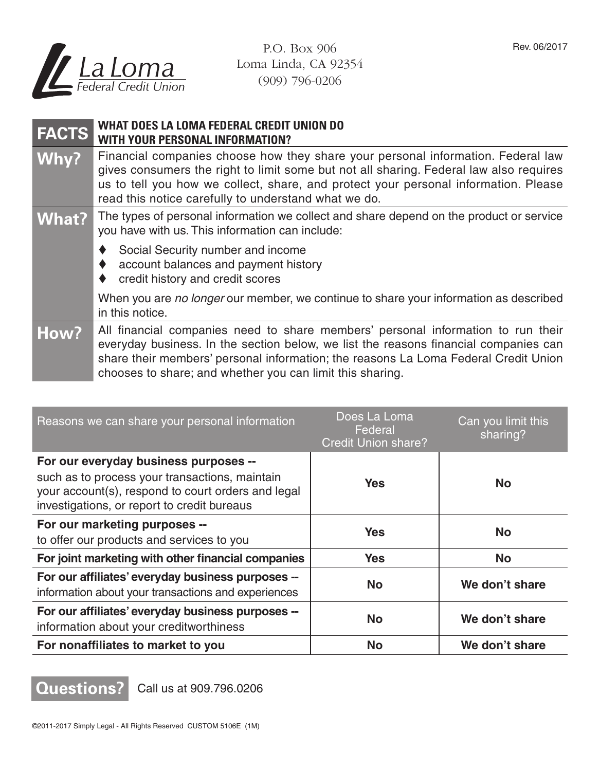La Loma Federal Credit Union

P.O. Box 906
Loma Linda, CA 92354
(909) 796-0206

Rev. 06/2017

| **FACTS** | **WHAT DOES LA LOMA FEDERAL CREDIT UNION DO WITH YOUR PERSONAL INFORMATION?** |
|---|---|
| **Why?** | Financial companies choose how they share your personal information. Federal law gives consumers the right to limit some but not all sharing. Federal law also requires us to tell you how we collect, share, and protect your personal information. Please read this notice carefully to understand what we do. |
| **What?** | The types of personal information we collect and share depend on the product or service you have with us. This information can include:<br>♦ Social Security number and income<br>♦ account balances and payment history<br>♦ credit history and credit scores<br><br>When you are *no longer* our member, we continue to share your information as described in this notice. |
| **How?** | All financial companies need to share members' personal information to run their everyday business. In the section below, we list the reasons financial companies can share their members' personal information; the reasons La Loma Federal Credit Union chooses to share; and whether you can limit this sharing. |

| Reasons we can share your personal information | Does La Loma Federal Credit Union share? | Can you limit this sharing? |
|---|---|---|
| **For our everyday business purposes --** such as to process your transactions, maintain your account(s), respond to court orders and legal investigations, or report to credit bureaus | **Yes** | **No** |
| **For our marketing purposes --** to offer our products and services to you | **Yes** | **No** |
| **For joint marketing with other financial companies** | **Yes** | **No** |
| **For our affiliates' everyday business purposes --** information about your transactions and experiences | **No** | **We don't share** |
| **For our affiliates' everyday business purposes --** information about your creditworthiness | **No** | **We don't share** |
| **For nonaffiliates to market to you** | **No** | **We don't share** |

**Questions?** Call us at 909.796.0206

©2011-2017 Simply Legal - All Rights Reserved CUSTOM 5106E (1M)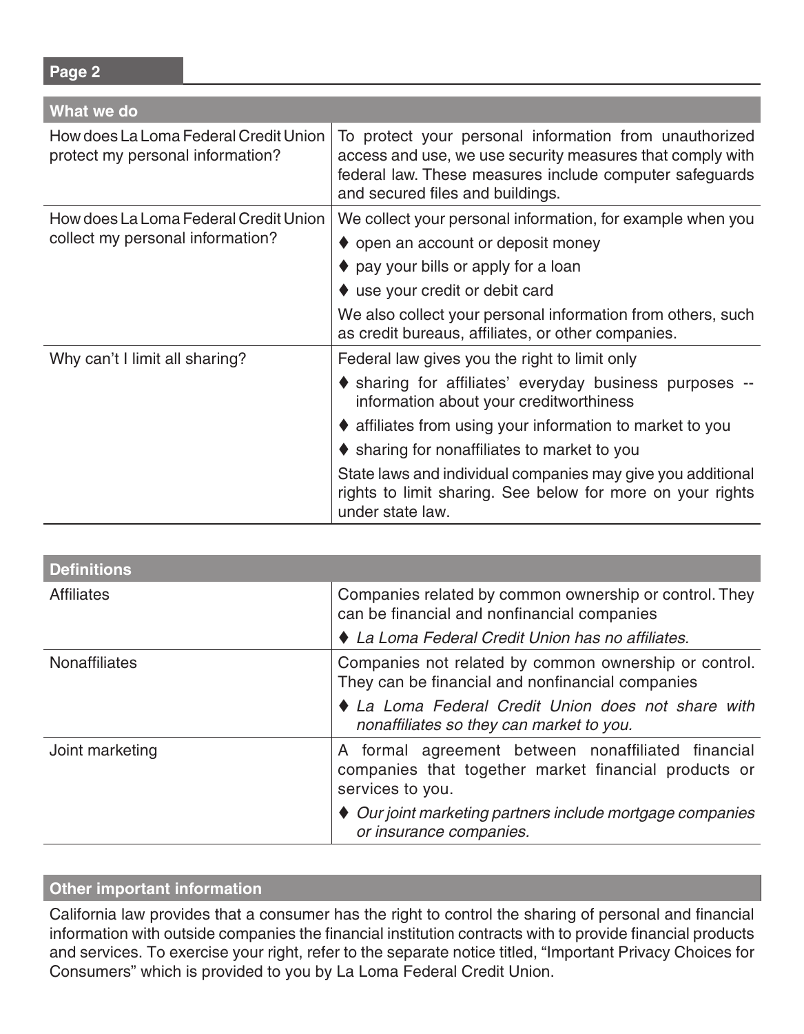| What we do | |
|---|---|
| How does La Loma Federal Credit Union protect my personal information? | To protect your personal information from unauthorized access and use, we use security measures that comply with federal law. These measures include computer safeguards and secured files and buildings. |
| How does La Loma Federal Credit Union collect my personal information? | We collect your personal information, for example when you<br>♦ open an account or deposit money<br>♦ pay your bills or apply for a loan<br>♦ use your credit or debit card<br>We also collect your personal information from others, such as credit bureaus, affiliates, or other companies. |
| Why can't I limit all sharing? | Federal law gives you the right to limit only<br>♦ sharing for affiliates' everyday business purposes -- information about your creditworthiness<br>♦ affiliates from using your information to market to you<br>♦ sharing for nonaffiliates to market to you<br>State laws and individual companies may give you additional rights to limit sharing. See below for more on your rights under state law. |

| Definitions | |
|---|---|
| Affiliates | Companies related by common ownership or control. They can be financial and nonfinancial companies<br>♦ *La Loma Federal Credit Union has no affiliates.* |
| Nonaffiliates | Companies not related by common ownership or control. They can be financial and nonfinancial companies<br>♦ *La Loma Federal Credit Union does not share with nonaffiliates so they can market to you.* |
| Joint marketing | A formal agreement between nonaffiliated financial companies that together market financial products or services to you.<br>♦ *Our joint marketing partners include mortgage companies or insurance companies.* |

## Other important information

California law provides that a consumer has the right to control the sharing of personal and financial information with outside companies the financial institution contracts with to provide financial products and services. To exercise your right, refer to the separate notice titled, "Important Privacy Choices for Consumers" which is provided to you by La Loma Federal Credit Union.